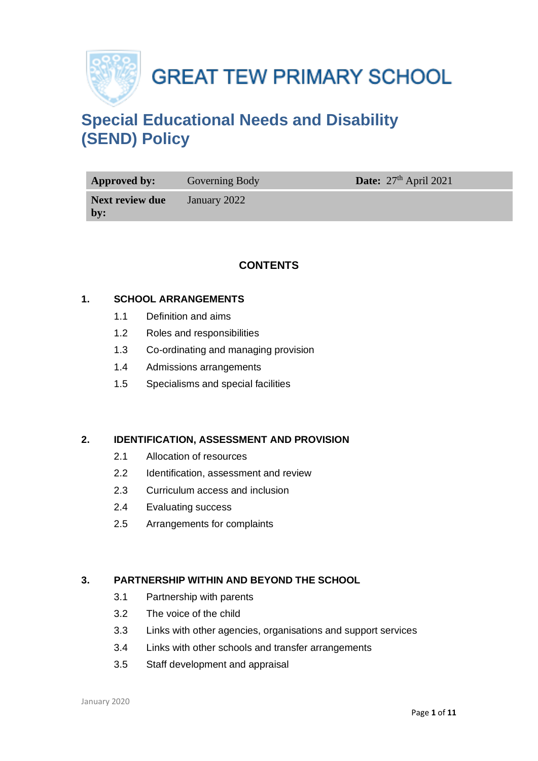# GREAT TEW PRIMARY SCHOOL

## Special Educational Needs and Disability (SEND) Policy

| **Approved by:** | Governing Body | **Date:** 27th April 2021 |
|---|---|---|
| **Next review due by:** | January 2022 | |

### CONTENTS

**1. SCHOOL ARRANGEMENTS**

- 1.1 Definition and aims
- 1.2 Roles and responsibilities
- 1.3 Co-ordinating and managing provision
- 1.4 Admissions arrangements
- 1.5 Specialisms and special facilities

**2. IDENTIFICATION, ASSESSMENT AND PROVISION**

- 2.1 Allocation of resources
- 2.2 Identification, assessment and review
- 2.3 Curriculum access and inclusion
- 2.4 Evaluating success
- 2.5 Arrangements for complaints

**3. PARTNERSHIP WITHIN AND BEYOND THE SCHOOL**

- 3.1 Partnership with parents
- 3.2 The voice of the child
- 3.3 Links with other agencies, organisations and support services
- 3.4 Links with other schools and transfer arrangements
- 3.5 Staff development and appraisal

January 2020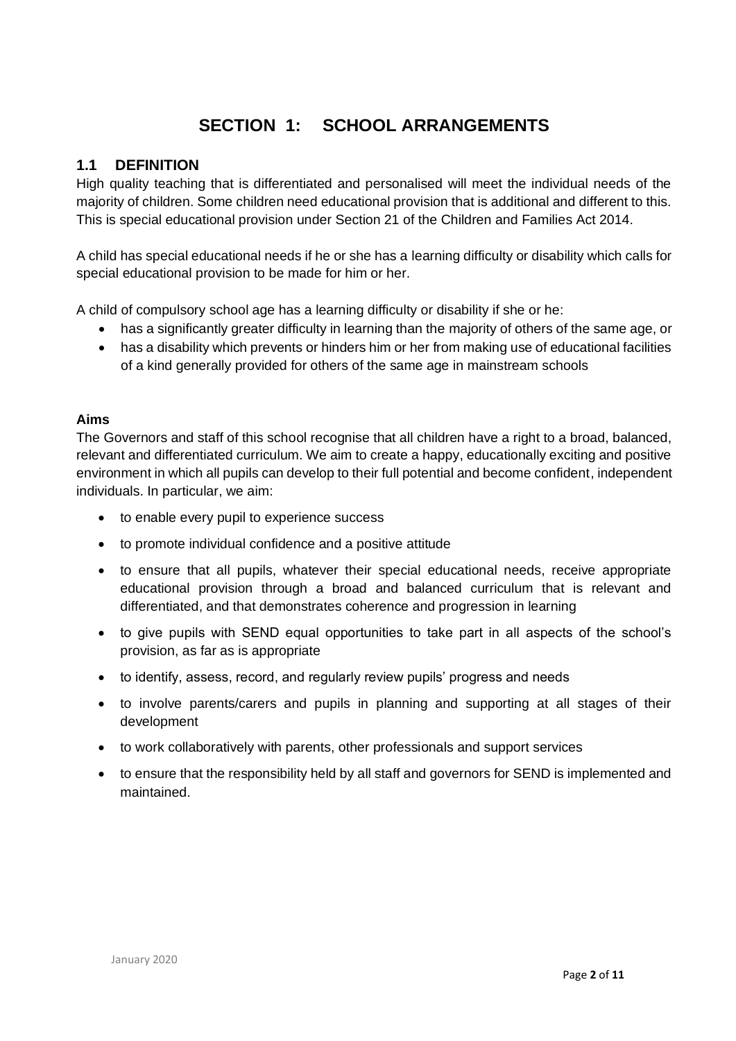# SECTION 1: SCHOOL ARRANGEMENTS

## 1.1 DEFINITION

High quality teaching that is differentiated and personalised will meet the individual needs of the majority of children. Some children need educational provision that is additional and different to this. This is special educational provision under Section 21 of the Children and Families Act 2014.

A child has special educational needs if he or she has a learning difficulty or disability which calls for special educational provision to be made for him or her.

A child of compulsory school age has a learning difficulty or disability if she or he:

- has a significantly greater difficulty in learning than the majority of others of the same age, or
- has a disability which prevents or hinders him or her from making use of educational facilities of a kind generally provided for others of the same age in mainstream schools

**Aims**

The Governors and staff of this school recognise that all children have a right to a broad, balanced, relevant and differentiated curriculum. We aim to create a happy, educationally exciting and positive environment in which all pupils can develop to their full potential and become confident, independent individuals. In particular, we aim:

- to enable every pupil to experience success
- to promote individual confidence and a positive attitude
- to ensure that all pupils, whatever their special educational needs, receive appropriate educational provision through a broad and balanced curriculum that is relevant and differentiated, and that demonstrates coherence and progression in learning
- to give pupils with SEND equal opportunities to take part in all aspects of the school's provision, as far as is appropriate
- to identify, assess, record, and regularly review pupils' progress and needs
- to involve parents/carers and pupils in planning and supporting at all stages of their development
- to work collaboratively with parents, other professionals and support services
- to ensure that the responsibility held by all staff and governors for SEND is implemented and maintained.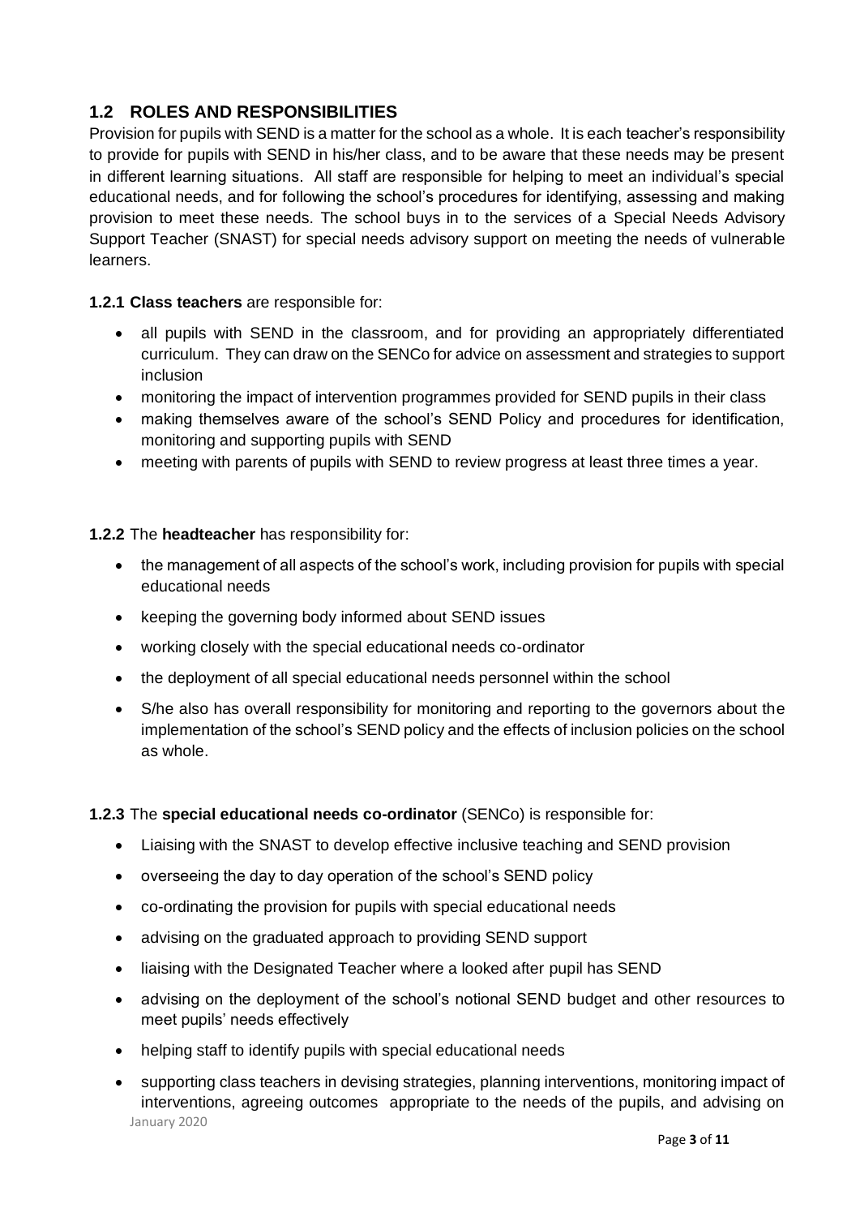## 1.2 ROLES AND RESPONSIBILITIES

Provision for pupils with SEND is a matter for the school as a whole. It is each teacher's responsibility to provide for pupils with SEND in his/her class, and to be aware that these needs may be present in different learning situations. All staff are responsible for helping to meet an individual's special educational needs, and for following the school's procedures for identifying, assessing and making provision to meet these needs. The school buys in to the services of a Special Needs Advisory Support Teacher (SNAST) for special needs advisory support on meeting the needs of vulnerable learners.

**1.2.1 Class teachers** are responsible for:

- all pupils with SEND in the classroom, and for providing an appropriately differentiated curriculum. They can draw on the SENCo for advice on assessment and strategies to support inclusion
- monitoring the impact of intervention programmes provided for SEND pupils in their class
- making themselves aware of the school's SEND Policy and procedures for identification, monitoring and supporting pupils with SEND
- meeting with parents of pupils with SEND to review progress at least three times a year.

**1.2.2** The **headteacher** has responsibility for:

- the management of all aspects of the school's work, including provision for pupils with special educational needs
- keeping the governing body informed about SEND issues
- working closely with the special educational needs co-ordinator
- the deployment of all special educational needs personnel within the school
- S/he also has overall responsibility for monitoring and reporting to the governors about the implementation of the school's SEND policy and the effects of inclusion policies on the school as whole.

**1.2.3** The **special educational needs co-ordinator** (SENCo) is responsible for:

- Liaising with the SNAST to develop effective inclusive teaching and SEND provision
- overseeing the day to day operation of the school's SEND policy
- co-ordinating the provision for pupils with special educational needs
- advising on the graduated approach to providing SEND support
- liaising with the Designated Teacher where a looked after pupil has SEND
- advising on the deployment of the school's notional SEND budget and other resources to meet pupils' needs effectively
- helping staff to identify pupils with special educational needs
- supporting class teachers in devising strategies, planning interventions, monitoring impact of interventions, agreeing outcomes appropriate to the needs of the pupils, and advising on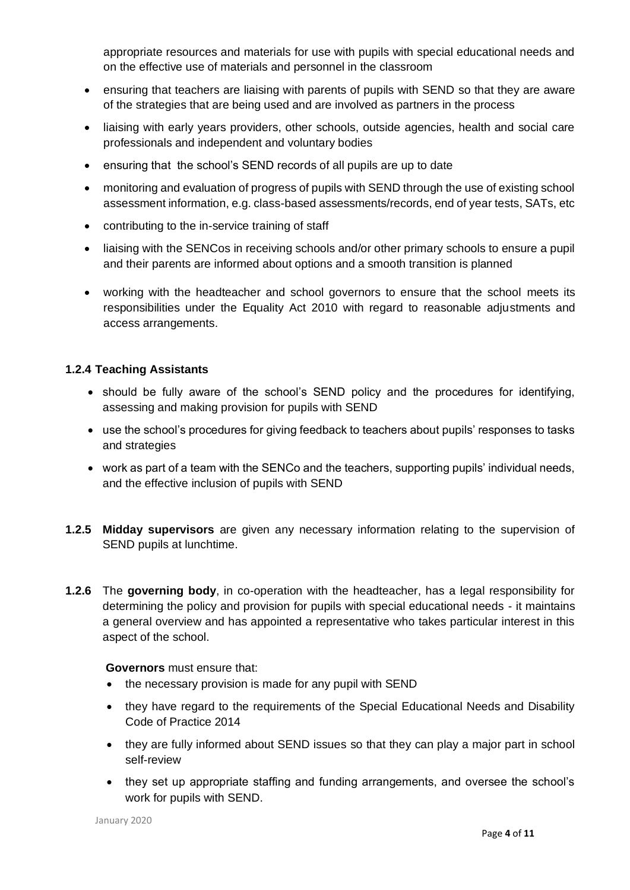appropriate resources and materials for use with pupils with special educational needs and on the effective use of materials and personnel in the classroom

- ensuring that teachers are liaising with parents of pupils with SEND so that they are aware of the strategies that are being used and are involved as partners in the process
- liaising with early years providers, other schools, outside agencies, health and social care professionals and independent and voluntary bodies
- ensuring that the school's SEND records of all pupils are up to date
- monitoring and evaluation of progress of pupils with SEND through the use of existing school assessment information, e.g. class-based assessments/records, end of year tests, SATs, etc
- contributing to the in-service training of staff
- liaising with the SENCos in receiving schools and/or other primary schools to ensure a pupil and their parents are informed about options and a smooth transition is planned
- working with the headteacher and school governors to ensure that the school meets its responsibilities under the Equality Act 2010 with regard to reasonable adjustments and access arrangements.

#### 1.2.4 Teaching Assistants

- should be fully aware of the school's SEND policy and the procedures for identifying, assessing and making provision for pupils with SEND
- use the school's procedures for giving feedback to teachers about pupils' responses to tasks and strategies
- work as part of a team with the SENCo and the teachers, supporting pupils' individual needs, and the effective inclusion of pupils with SEND

**1.2.5 Midday supervisors** are given any necessary information relating to the supervision of SEND pupils at lunchtime.

**1.2.6** The **governing body**, in co-operation with the headteacher, has a legal responsibility for determining the policy and provision for pupils with special educational needs - it maintains a general overview and has appointed a representative who takes particular interest in this aspect of the school.

**Governors** must ensure that:

- the necessary provision is made for any pupil with SEND
- they have regard to the requirements of the Special Educational Needs and Disability Code of Practice 2014
- they are fully informed about SEND issues so that they can play a major part in school self-review
- they set up appropriate staffing and funding arrangements, and oversee the school's work for pupils with SEND.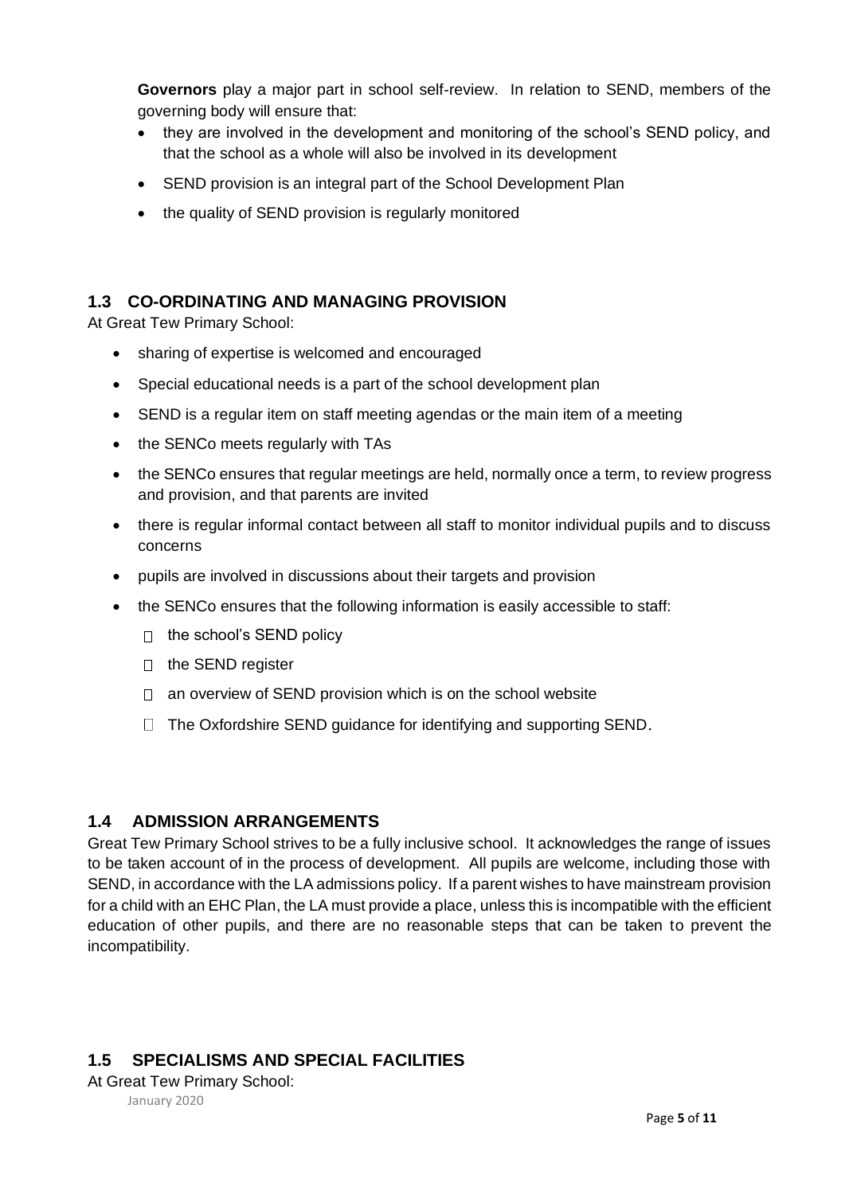**Governors** play a major part in school self-review. In relation to SEND, members of the governing body will ensure that:

- they are involved in the development and monitoring of the school's SEND policy, and that the school as a whole will also be involved in its development
- SEND provision is an integral part of the School Development Plan
- the quality of SEND provision is regularly monitored

## 1.3 CO-ORDINATING AND MANAGING PROVISION

At Great Tew Primary School:

- sharing of expertise is welcomed and encouraged
- Special educational needs is a part of the school development plan
- SEND is a regular item on staff meeting agendas or the main item of a meeting
- the SENCo meets regularly with TAs
- the SENCo ensures that regular meetings are held, normally once a term, to review progress and provision, and that parents are invited
- there is regular informal contact between all staff to monitor individual pupils and to discuss concerns
- pupils are involved in discussions about their targets and provision
- the SENCo ensures that the following information is easily accessible to staff:
  - the school's SEND policy
  - the SEND register
  - an overview of SEND provision which is on the school website
  - The Oxfordshire SEND guidance for identifying and supporting SEND.

## 1.4 ADMISSION ARRANGEMENTS

Great Tew Primary School strives to be a fully inclusive school. It acknowledges the range of issues to be taken account of in the process of development. All pupils are welcome, including those with SEND, in accordance with the LA admissions policy. If a parent wishes to have mainstream provision for a child with an EHC Plan, the LA must provide a place, unless this is incompatible with the efficient education of other pupils, and there are no reasonable steps that can be taken to prevent the incompatibility.

## 1.5 SPECIALISMS AND SPECIAL FACILITIES

At Great Tew Primary School: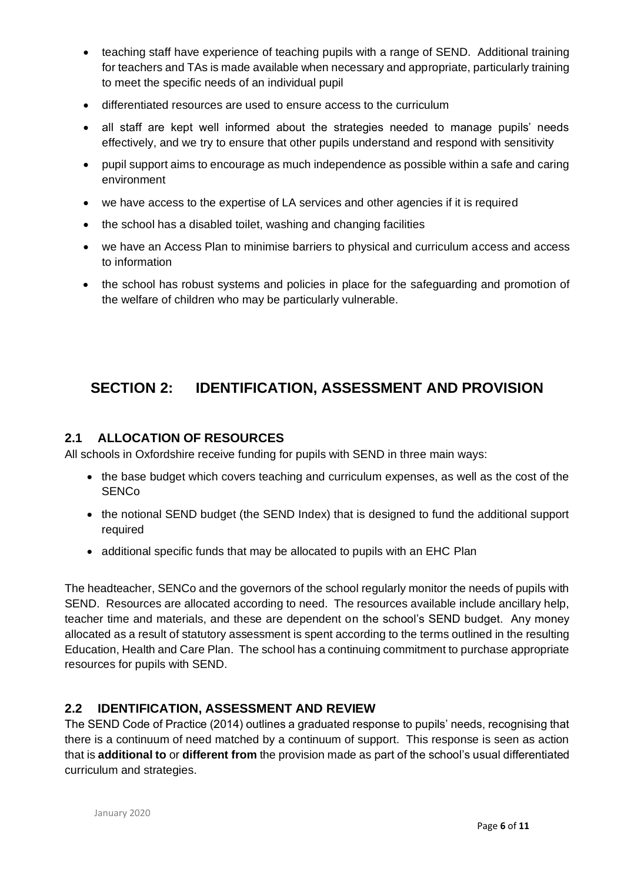- teaching staff have experience of teaching pupils with a range of SEND. Additional training for teachers and TAs is made available when necessary and appropriate, particularly training to meet the specific needs of an individual pupil
- differentiated resources are used to ensure access to the curriculum
- all staff are kept well informed about the strategies needed to manage pupils' needs effectively, and we try to ensure that other pupils understand and respond with sensitivity
- pupil support aims to encourage as much independence as possible within a safe and caring environment
- we have access to the expertise of LA services and other agencies if it is required
- the school has a disabled toilet, washing and changing facilities
- we have an Access Plan to minimise barriers to physical and curriculum access and access to information
- the school has robust systems and policies in place for the safeguarding and promotion of the welfare of children who may be particularly vulnerable.

# SECTION 2: IDENTIFICATION, ASSESSMENT AND PROVISION

## 2.1 ALLOCATION OF RESOURCES

All schools in Oxfordshire receive funding for pupils with SEND in three main ways:

- the base budget which covers teaching and curriculum expenses, as well as the cost of the SENCo
- the notional SEND budget (the SEND Index) that is designed to fund the additional support required
- additional specific funds that may be allocated to pupils with an EHC Plan

The headteacher, SENCo and the governors of the school regularly monitor the needs of pupils with SEND. Resources are allocated according to need. The resources available include ancillary help, teacher time and materials, and these are dependent on the school's SEND budget. Any money allocated as a result of statutory assessment is spent according to the terms outlined in the resulting Education, Health and Care Plan. The school has a continuing commitment to purchase appropriate resources for pupils with SEND.

## 2.2 IDENTIFICATION, ASSESSMENT AND REVIEW

The SEND Code of Practice (2014) outlines a graduated response to pupils' needs, recognising that there is a continuum of need matched by a continuum of support. This response is seen as action that is **additional to** or **different from** the provision made as part of the school's usual differentiated curriculum and strategies.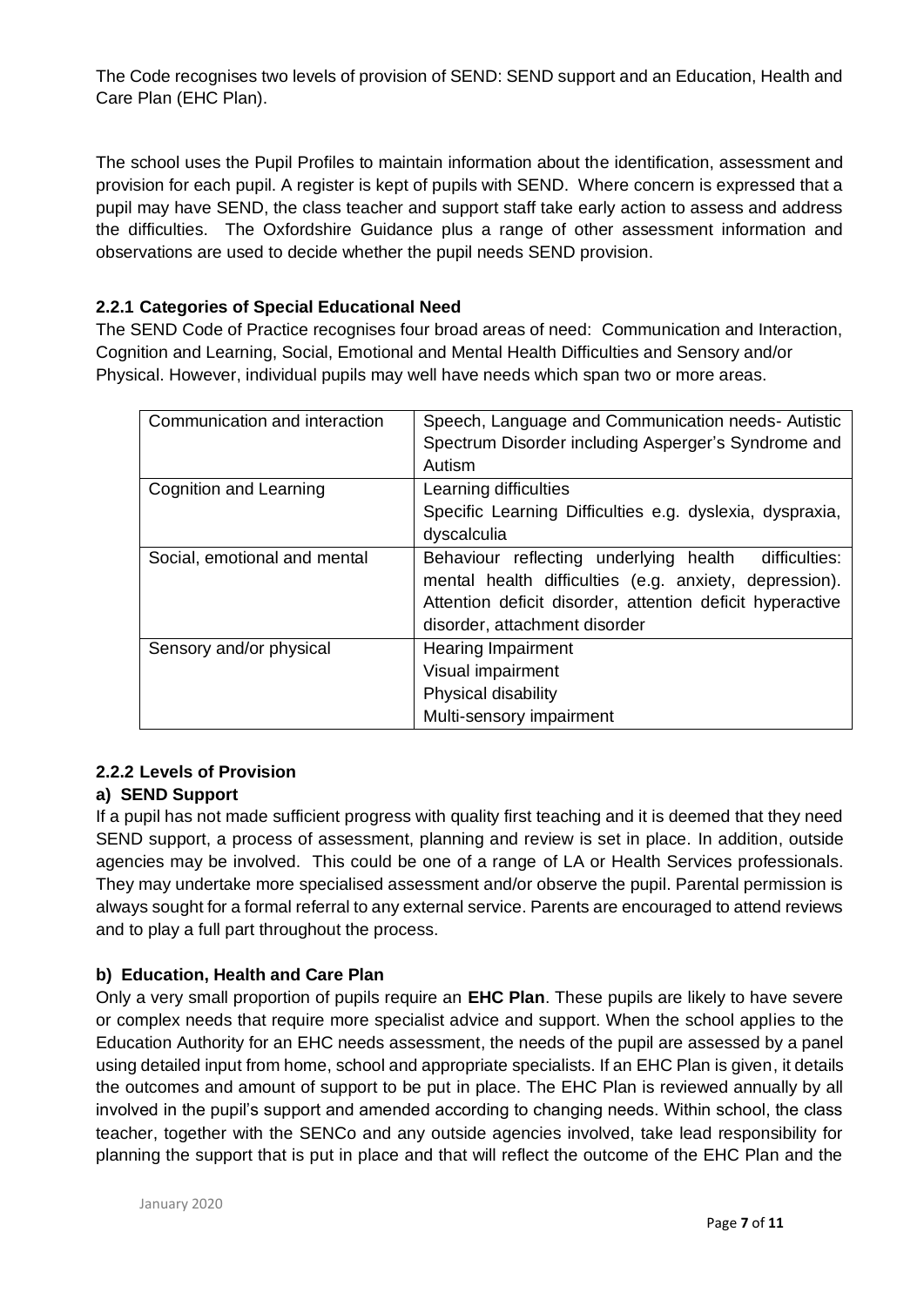The Code recognises two levels of provision of SEND: SEND support and an Education, Health and Care Plan (EHC Plan).

The school uses the Pupil Profiles to maintain information about the identification, assessment and provision for each pupil. A register is kept of pupils with SEND. Where concern is expressed that a pupil may have SEND, the class teacher and support staff take early action to assess and address the difficulties. The Oxfordshire Guidance plus a range of other assessment information and observations are used to decide whether the pupil needs SEND provision.

### 2.2.1 Categories of Special Educational Need

The SEND Code of Practice recognises four broad areas of need: Communication and Interaction, Cognition and Learning, Social, Emotional and Mental Health Difficulties and Sensory and/or Physical. However, individual pupils may well have needs which span two or more areas.

| | |
|---|---|
| Communication and interaction | Speech, Language and Communication needs- Autistic Spectrum Disorder including Asperger's Syndrome and Autism |
| Cognition and Learning | Learning difficulties<br>Specific Learning Difficulties e.g. dyslexia, dyspraxia, dyscalculia |
| Social, emotional and mental | Behaviour reflecting underlying health difficulties: mental health difficulties (e.g. anxiety, depression). Attention deficit disorder, attention deficit hyperactive disorder, attachment disorder |
| Sensory and/or physical | Hearing Impairment<br>Visual impairment<br>Physical disability<br>Multi-sensory impairment |

### 2.2.2 Levels of Provision

#### a) SEND Support

If a pupil has not made sufficient progress with quality first teaching and it is deemed that they need SEND support, a process of assessment, planning and review is set in place. In addition, outside agencies may be involved. This could be one of a range of LA or Health Services professionals. They may undertake more specialised assessment and/or observe the pupil. Parental permission is always sought for a formal referral to any external service. Parents are encouraged to attend reviews and to play a full part throughout the process.

#### b) Education, Health and Care Plan

Only a very small proportion of pupils require an **EHC Plan**. These pupils are likely to have severe or complex needs that require more specialist advice and support. When the school applies to the Education Authority for an EHC needs assessment, the needs of the pupil are assessed by a panel using detailed input from home, school and appropriate specialists. If an EHC Plan is given, it details the outcomes and amount of support to be put in place. The EHC Plan is reviewed annually by all involved in the pupil's support and amended according to changing needs. Within school, the class teacher, together with the SENCo and any outside agencies involved, take lead responsibility for planning the support that is put in place and that will reflect the outcome of the EHC Plan and the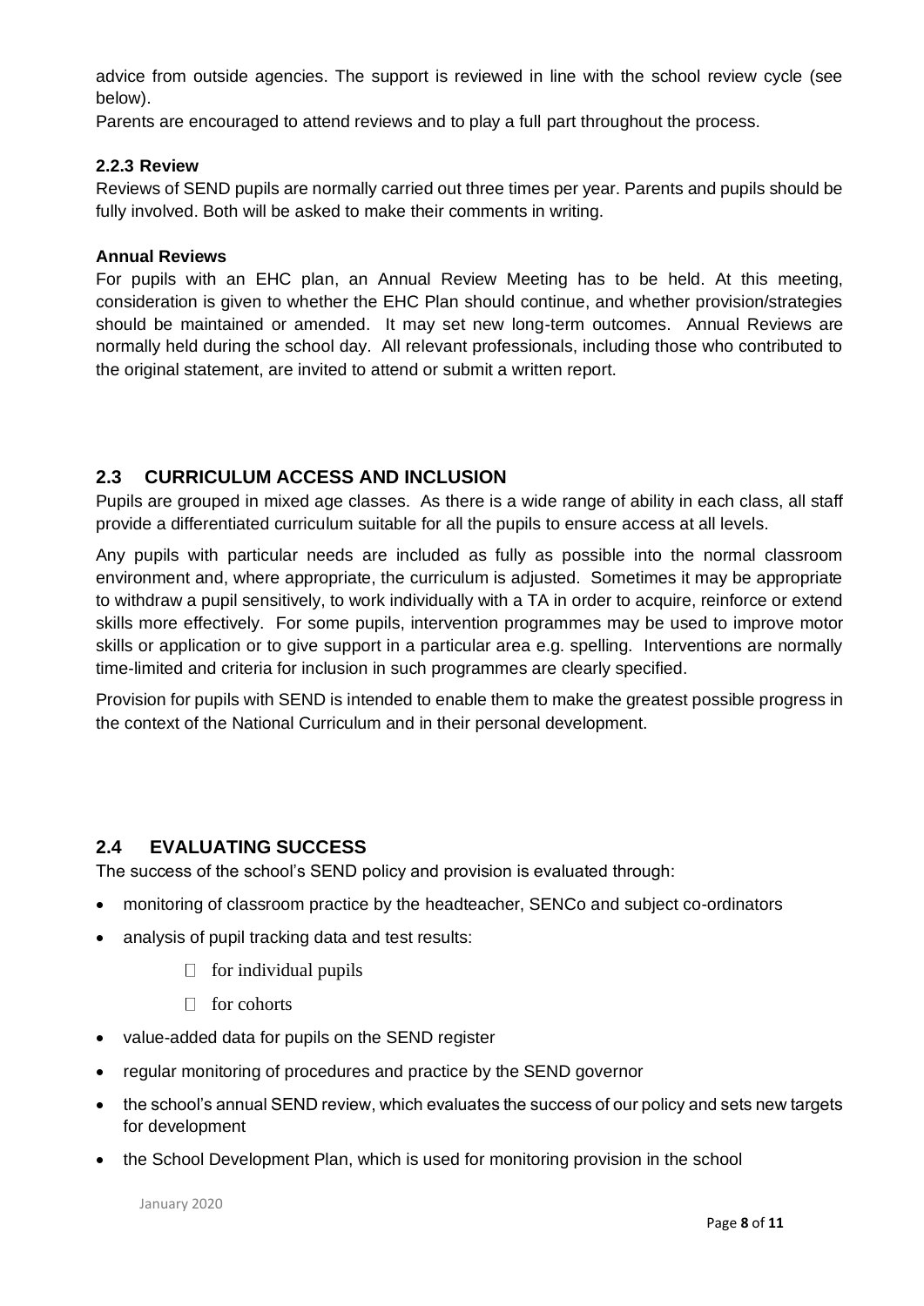advice from outside agencies. The support is reviewed in line with the school review cycle (see below).

Parents are encouraged to attend reviews and to play a full part throughout the process.

#### 2.2.3 Review

Reviews of SEND pupils are normally carried out three times per year. Parents and pupils should be fully involved. Both will be asked to make their comments in writing.

#### Annual Reviews

For pupils with an EHC plan, an Annual Review Meeting has to be held. At this meeting, consideration is given to whether the EHC Plan should continue, and whether provision/strategies should be maintained or amended. It may set new long-term outcomes. Annual Reviews are normally held during the school day. All relevant professionals, including those who contributed to the original statement, are invited to attend or submit a written report.

## 2.3 CURRICULUM ACCESS AND INCLUSION

Pupils are grouped in mixed age classes. As there is a wide range of ability in each class, all staff provide a differentiated curriculum suitable for all the pupils to ensure access at all levels.

Any pupils with particular needs are included as fully as possible into the normal classroom environment and, where appropriate, the curriculum is adjusted. Sometimes it may be appropriate to withdraw a pupil sensitively, to work individually with a TA in order to acquire, reinforce or extend skills more effectively. For some pupils, intervention programmes may be used to improve motor skills or application or to give support in a particular area e.g. spelling. Interventions are normally time-limited and criteria for inclusion in such programmes are clearly specified.

Provision for pupils with SEND is intended to enable them to make the greatest possible progress in the context of the National Curriculum and in their personal development.

## 2.4 EVALUATING SUCCESS

The success of the school's SEND policy and provision is evaluated through:

- monitoring of classroom practice by the headteacher, SENCo and subject co-ordinators
- analysis of pupil tracking data and test results:
  - for individual pupils
  - for cohorts
- value-added data for pupils on the SEND register
- regular monitoring of procedures and practice by the SEND governor
- the school's annual SEND review, which evaluates the success of our policy and sets new targets for development
- the School Development Plan, which is used for monitoring provision in the school

January 2020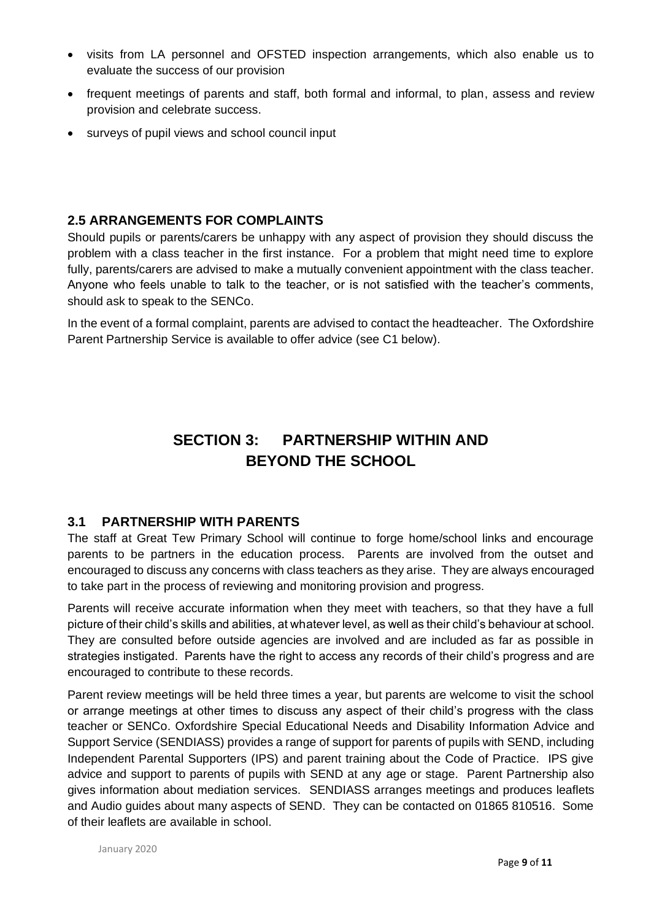- visits from LA personnel and OFSTED inspection arrangements, which also enable us to evaluate the success of our provision
- frequent meetings of parents and staff, both formal and informal, to plan, assess and review provision and celebrate success.
- surveys of pupil views and school council input

### 2.5 ARRANGEMENTS FOR COMPLAINTS

Should pupils or parents/carers be unhappy with any aspect of provision they should discuss the problem with a class teacher in the first instance. For a problem that might need time to explore fully, parents/carers are advised to make a mutually convenient appointment with the class teacher. Anyone who feels unable to talk to the teacher, or is not satisfied with the teacher's comments, should ask to speak to the SENCo.

In the event of a formal complaint, parents are advised to contact the headteacher. The Oxfordshire Parent Partnership Service is available to offer advice (see C1 below).

## SECTION 3: PARTNERSHIP WITHIN AND BEYOND THE SCHOOL

### 3.1 PARTNERSHIP WITH PARENTS

The staff at Great Tew Primary School will continue to forge home/school links and encourage parents to be partners in the education process. Parents are involved from the outset and encouraged to discuss any concerns with class teachers as they arise. They are always encouraged to take part in the process of reviewing and monitoring provision and progress.

Parents will receive accurate information when they meet with teachers, so that they have a full picture of their child's skills and abilities, at whatever level, as well as their child's behaviour at school. They are consulted before outside agencies are involved and are included as far as possible in strategies instigated. Parents have the right to access any records of their child's progress and are encouraged to contribute to these records.

Parent review meetings will be held three times a year, but parents are welcome to visit the school or arrange meetings at other times to discuss any aspect of their child's progress with the class teacher or SENCo. Oxfordshire Special Educational Needs and Disability Information Advice and Support Service (SENDIASS) provides a range of support for parents of pupils with SEND, including Independent Parental Supporters (IPS) and parent training about the Code of Practice. IPS give advice and support to parents of pupils with SEND at any age or stage. Parent Partnership also gives information about mediation services. SENDIASS arranges meetings and produces leaflets and Audio guides about many aspects of SEND. They can be contacted on 01865 810516. Some of their leaflets are available in school.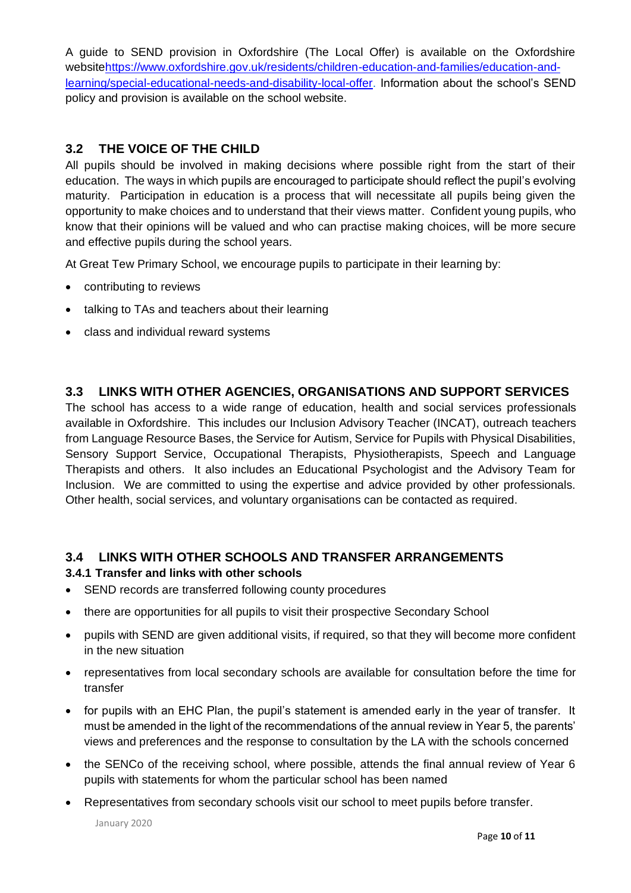A guide to SEND provision in Oxfordshire (The Local Offer) is available on the Oxfordshire website[https://www.oxfordshire.gov.uk/residents/children-education-and-families/education-and-learning/special-educational-needs-and-disability-local-offer](https://www.oxfordshire.gov.uk/residents/children-education-and-families/education-and-learning/special-educational-needs-and-disability-local-offer). Information about the school's SEND policy and provision is available on the school website.

## 3.2 THE VOICE OF THE CHILD

All pupils should be involved in making decisions where possible right from the start of their education. The ways in which pupils are encouraged to participate should reflect the pupil's evolving maturity. Participation in education is a process that will necessitate all pupils being given the opportunity to make choices and to understand that their views matter. Confident young pupils, who know that their opinions will be valued and who can practise making choices, will be more secure and effective pupils during the school years.

At Great Tew Primary School, we encourage pupils to participate in their learning by:

- contributing to reviews
- talking to TAs and teachers about their learning
- class and individual reward systems

## 3.3 LINKS WITH OTHER AGENCIES, ORGANISATIONS AND SUPPORT SERVICES

The school has access to a wide range of education, health and social services professionals available in Oxfordshire. This includes our Inclusion Advisory Teacher (INCAT), outreach teachers from Language Resource Bases, the Service for Autism, Service for Pupils with Physical Disabilities, Sensory Support Service, Occupational Therapists, Physiotherapists, Speech and Language Therapists and others. It also includes an Educational Psychologist and the Advisory Team for Inclusion. We are committed to using the expertise and advice provided by other professionals. Other health, social services, and voluntary organisations can be contacted as required.

## 3.4 LINKS WITH OTHER SCHOOLS AND TRANSFER ARRANGEMENTS

### 3.4.1 Transfer and links with other schools

- SEND records are transferred following county procedures
- there are opportunities for all pupils to visit their prospective Secondary School
- pupils with SEND are given additional visits, if required, so that they will become more confident in the new situation
- representatives from local secondary schools are available for consultation before the time for transfer
- for pupils with an EHC Plan, the pupil's statement is amended early in the year of transfer. It must be amended in the light of the recommendations of the annual review in Year 5, the parents' views and preferences and the response to consultation by the LA with the schools concerned
- the SENCo of the receiving school, where possible, attends the final annual review of Year 6 pupils with statements for whom the particular school has been named
- Representatives from secondary schools visit our school to meet pupils before transfer.

January 2020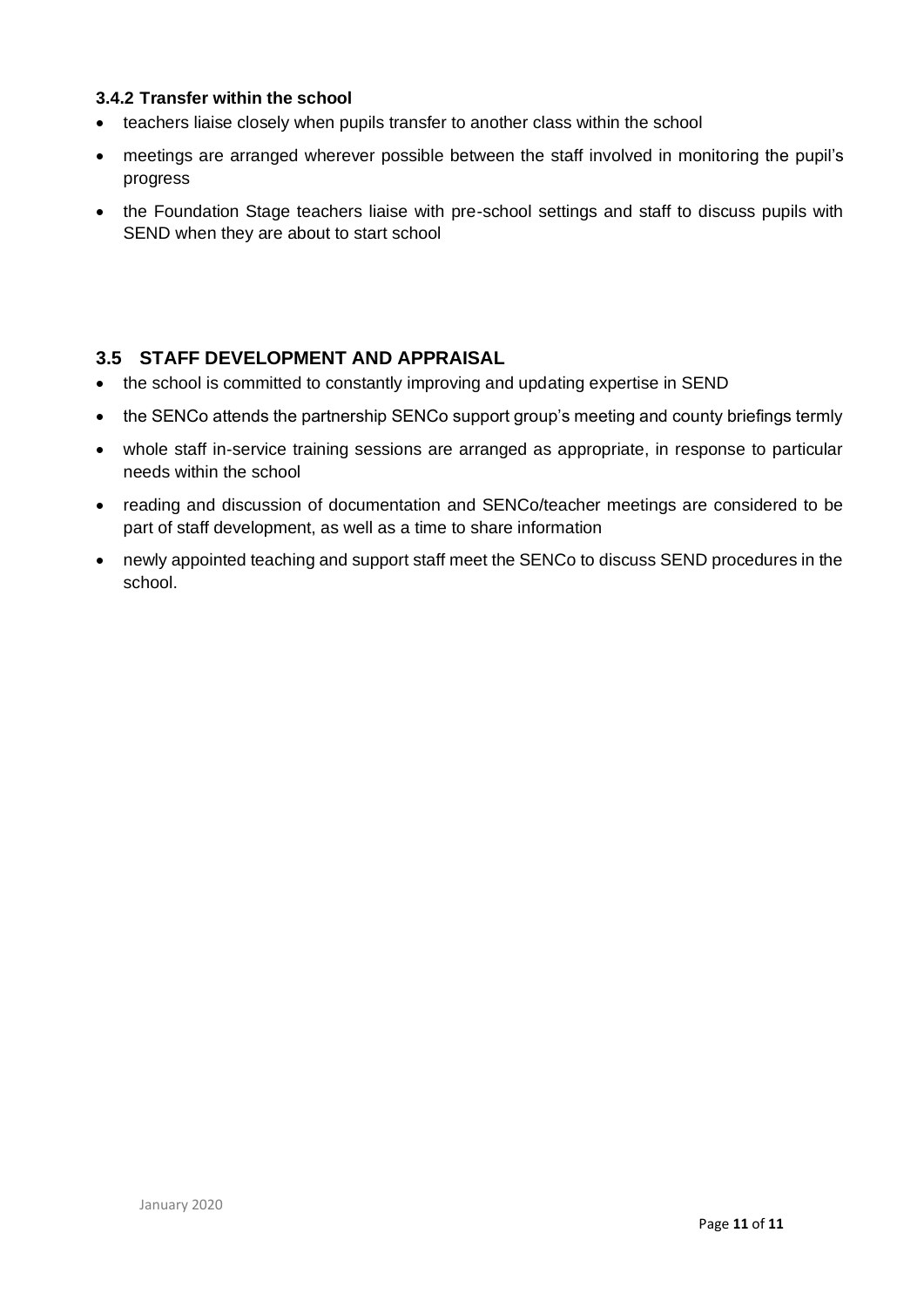### 3.4.2 Transfer within the school

- teachers liaise closely when pupils transfer to another class within the school
- meetings are arranged wherever possible between the staff involved in monitoring the pupil's progress
- the Foundation Stage teachers liaise with pre-school settings and staff to discuss pupils with SEND when they are about to start school

## 3.5 STAFF DEVELOPMENT AND APPRAISAL

- the school is committed to constantly improving and updating expertise in SEND
- the SENCo attends the partnership SENCo support group's meeting and county briefings termly
- whole staff in-service training sessions are arranged as appropriate, in response to particular needs within the school
- reading and discussion of documentation and SENCo/teacher meetings are considered to be part of staff development, as well as a time to share information
- newly appointed teaching and support staff meet the SENCo to discuss SEND procedures in the school.